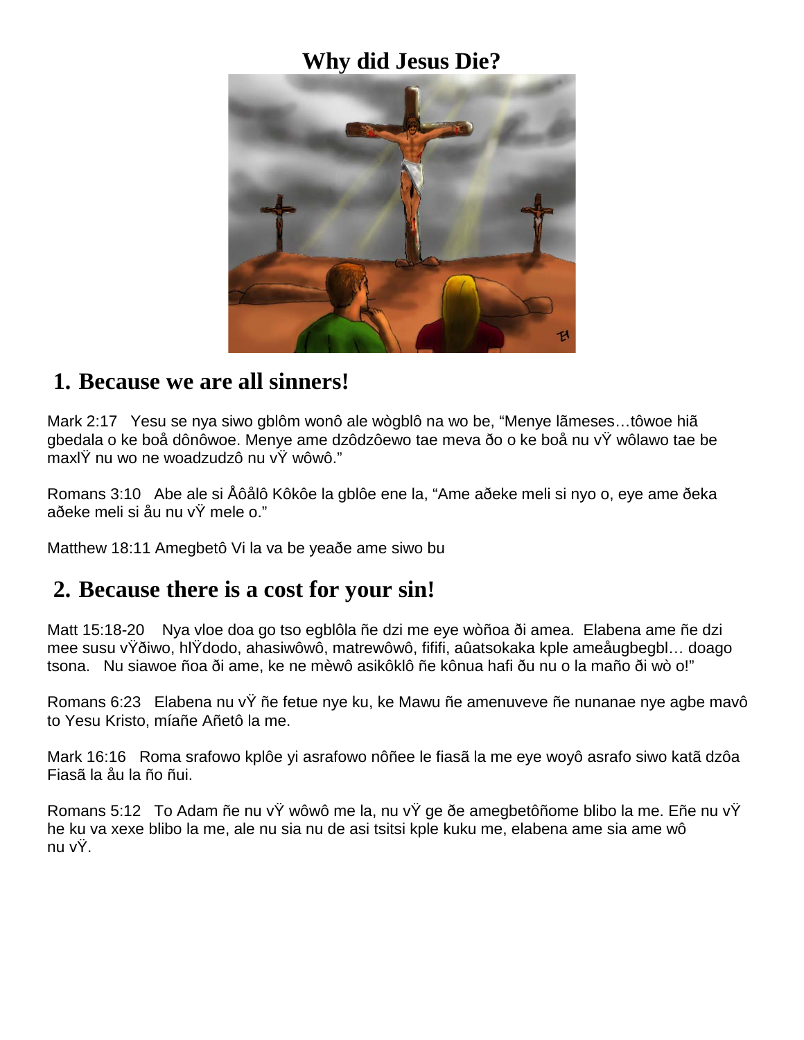# Why did Jesus Die?

## 1. Because we are all sinners!

Mark 2:17   Yesu se nya siwo gblôm wonô ale wògblô na wo be, “Menye lãmeses…tôwoe hiã gbedala o ke boå dônôwoe. Menye ame dzôdzôewo tae meva ðo o ke boå nu vŸ wôlawo tae be maxlŸ nu wo ne woadzudzô nu vŸ wôwô.”

Romans 3:10   Abe ale si Åôålô Kôkôe la gblôe ene la, “Ame aðeke meli si nyo o, eye ame ðeka aðeke meli si åu nu vŸ mele o.”

Matthew 18:11 Amegbetô Vi la va be yeaðe ame siwo bu

## 2. Because there is a cost for your sin!

Matt 15:18-20    Nya vloe doa go tso egblôla ñe dzi me eye wòñoa ði amea.  Elabena ame ñe dzi mee susu vŸðiwo, hlŸdodo, ahasiwôwô, matrewôwô, fififi, aûatsokaka kple ameåugbegbl… doago tsona.   Nu siawoe ñoa ði ame, ke ne mèwô asikôklô ñe kônua hafi ðu nu o la maño ði wò o!”

Romans 6:23   Elabena nu vŸ ñe fetue nye ku, ke Mawu ñe amenuveve ñe nunanae nye agbe mavô to Yesu Kristo, míañe Añetô la me.

Mark 16:16   Roma srafowo klpôe yi asrafowo nôñee le fiasã la me eye woyô asrafo siwo katã dzôa Fiasã la åu la ño ñui.

Romans 5:12   To Adam ñe nu vŸ wôwô me la, nu vŸ ge ðe amegbetôñome blibo la me. Eñe nu vŸ he ku va xexe blibo la me, ale nu sia nu de asi tsitsi kple kuku me, elabena ame sia ame wô nu vŸ.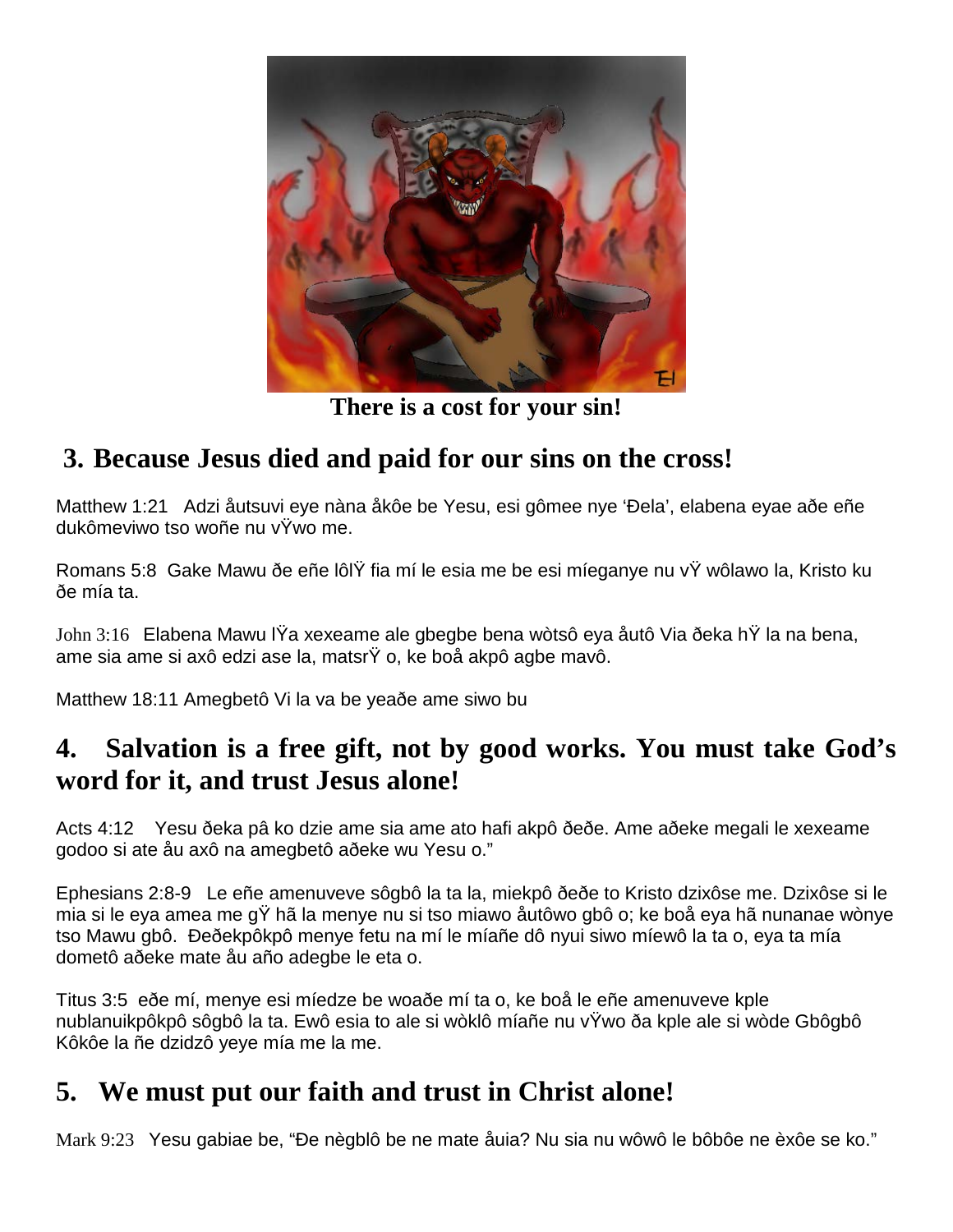There is a cost for your sin!

## 3. Because Jesus died and paid for our sins on the cross!

Matthew 1:21 Adzi åutsuvi eye nàna åkôe be Yesu, esi gômee nye 'Ðela', elabena eyae aðe eñe dukômeviwo tso woñe nu vŸwo me.

Romans 5:8 Gake Mawu ðe eñe lôlŸ fia mí le esia me be esi míeganye nu vŸ wôlawo la, Kristo ku ðe mía ta.

John 3:16 Elabena Mawu lŸa xexeame ale gbegbe bena wòtsô eya åutô Via ðeka hŸ la na bena, ame sia ame si axô edzi ase la, matsrŸ o, ke boå akpô agbe mavô.

Matthew 18:11 Amegbetô Vi la va be yeaðe ame siwo bu

## 4. Salvation is a free gift, not by good works. You must take God's word for it, and trust Jesus alone!

Acts 4:12 Yesu ðeka pâ ko dzie ame sia ame ato hafi akpô ðeðe. Ame aðeke megali le xexeame godoo si ate åu axô na amegbetô aðeke wu Yesu o."

Ephesians 2:8-9 Le eñe amenuveve sôgbô la ta la, miekpô ðeðe to Kristo dzixôse me. Dzixôse si le mia si le eya amea me gŸ hã la menye nu si tso miawo åutôwo gbô o; ke boå eya hã nunanae wònye tso Mawu gbô. Ðeðekpôkpô menye fetu na mí le míañe dô nyui siwo míewô la ta o, eya ta mía dometô aðeke mate åu año adegbe le eta o.

Titus 3:5 eðe mí, menye esi míedze be woaðe mí ta o, ke boå le eñe amenuveve kple nublanuikpôkpô sôgbô la ta. Ewô esia to ale si wòklô míañe nu vŸwo ða kple ale si wòde Gbôgbô Kôkôe la ñe dzidzô yeye mía me la me.

## 5. We must put our faith and trust in Christ alone!

Mark 9:23 Yesu gabiae be, "Ðe nègblô be ne mate åuia? Nu sia nu wôwô le bôbôe ne èxôe se ko."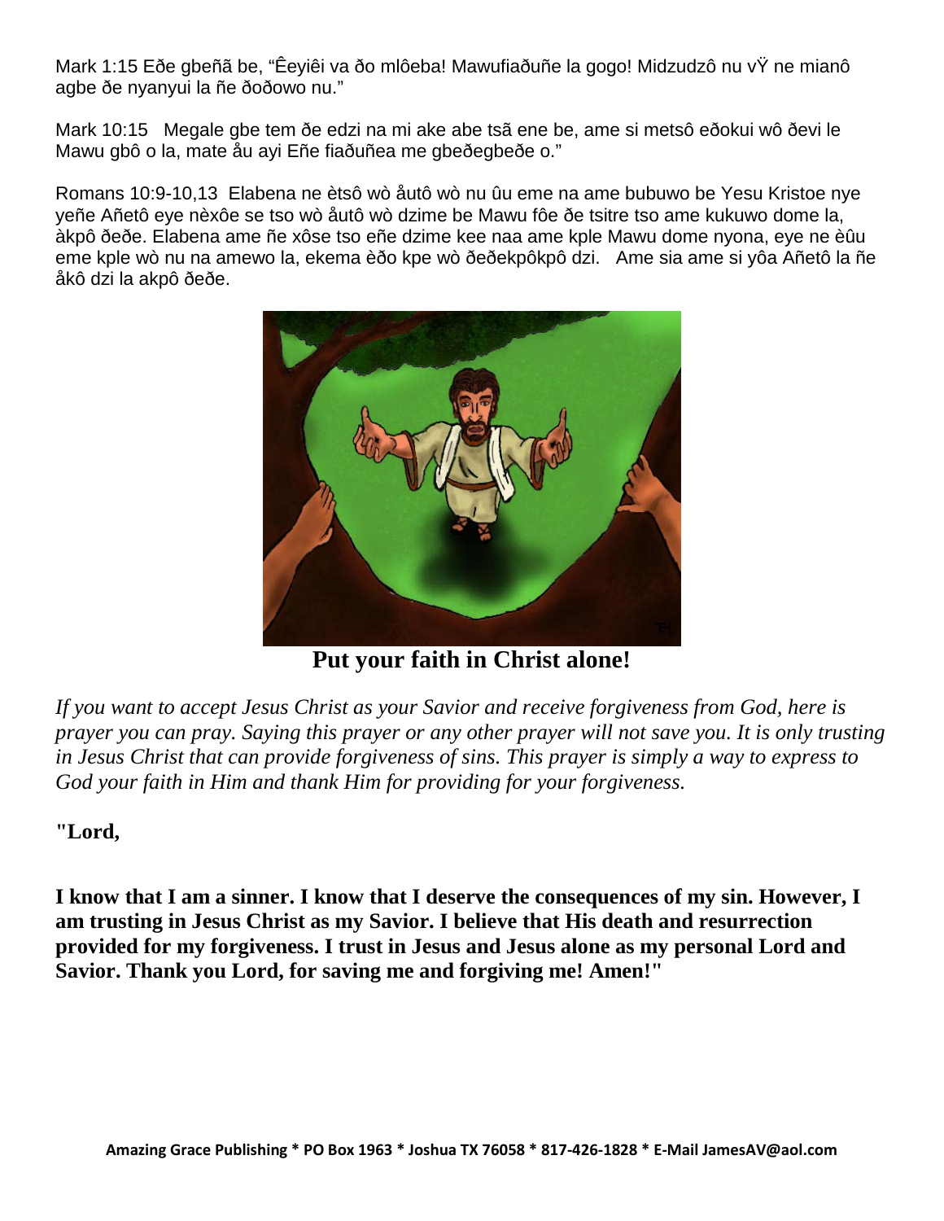Mark 1:15 Eðe gbeñã be, "Êeyiêi va ðo mlôeba! Mawufiaðuñe la gogo! Midzudzô nu vŸ ne mianô agbe ðe nyanyui la ñe ðoðowo nu."

Mark 10:15 Megale gbe tem ðe edzi na mi ake abe tsã ene be, ame si metsô eðokui wô ðevi le Mawu gbô o la, mate åu ayi Eñe fiaðuñea me gbeðegbeðe o."

Romans 10:9-10,13 Elabena ne ètsô wò åutô wò nu ûu eme na ame bubuwo be Yesu Kristoe nye yeñe Añetô eye nèxôe se tso wò åutô wò dzime be Mawu fôe ðe tsitre tso ame kukuwo dome la, àkpô ðeðe. Elabena ame ñe xôse tso eñe dzime kee naa ame kple Mawu dome nyona, eye ne èûu eme kple wò nu na amewo la, ekema èðo kpe wò ðeðekpôkpô dzi. Ame sia ame si yôa Añetô la ñe åkô dzi la akpô ðeðe.

**Put your faith in Christ alone!**

*If you want to accept Jesus Christ as your Savior and receive forgiveness from God, here is prayer you can pray. Saying this prayer or any other prayer will not save you. It is only trusting in Jesus Christ that can provide forgiveness of sins. This prayer is simply a way to express to God your faith in Him and thank Him for providing for your forgiveness.*

**"Lord,**

**I know that I am a sinner. I know that I deserve the consequences of my sin. However, I am trusting in Jesus Christ as my Savior. I believe that His death and resurrection provided for my forgiveness. I trust in Jesus and Jesus alone as my personal Lord and Savior. Thank you Lord, for saving me and forgiving me! Amen!"**

**Amazing Grace Publishing * PO Box 1963 * Joshua TX 76058 * 817-426-1828 * E-Mail JamesAV@aol.com**